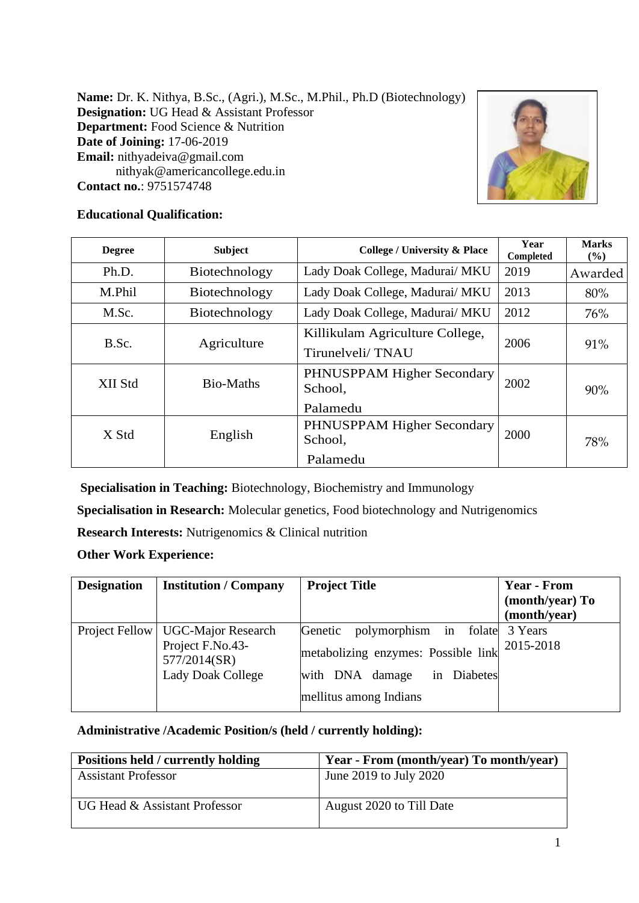**Name:** Dr. K. Nithya, B.Sc., (Agri.), M.Sc., M.Phil., Ph.D (Biotechnology)
**Designation:** UG Head & Assistant Professor
**Department:** Food Science & Nutrition
**Date of Joining:** 17-06-2019
**Email:** nithyadeiva@gmail.com
nithyak@americancollege.edu.in
**Contact no.**: 9751574748

**Educational Qualification:**

| Degree | Subject | College / University & Place | Year Completed | Marks (%) |
|---|---|---|---|---|
| Ph.D. | Biotechnology | Lady Doak College, Madurai/ MKU | 2019 | Awarded |
| M.Phil | Biotechnology | Lady Doak College, Madurai/ MKU | 2013 | 80% |
| M.Sc. | Biotechnology | Lady Doak College, Madurai/ MKU | 2012 | 76% |
| B.Sc. | Agriculture | Killikulam Agriculture College, Tirunelveli/ TNAU | 2006 | 91% |
| XII Std | Bio-Maths | PHNUSPPAM Higher Secondary School, Palamedu | 2002 | 90% |
| X Std | English | PHNUSPPAM Higher Secondary School, Palamedu | 2000 | 78% |

**Specialisation in Teaching:** Biotechnology, Biochemistry and Immunology

**Specialisation in Research:** Molecular genetics, Food biotechnology and Nutrigenomics

**Research Interests:** Nutrigenomics & Clinical nutrition

**Other Work Experience:**

| Designation | Institution / Company | Project Title | Year - From (month/year) To (month/year) |
|---|---|---|---|
| Project Fellow | UGC-Major Research Project F.No.43-577/2014(SR) Lady Doak College | Genetic polymorphism in folate metabolizing enzymes: Possible link with DNA damage in Diabetes mellitus among Indians | 3 Years 2015-2018 |

**Administrative /Academic Position/s (held / currently holding):**

| Positions held / currently holding | Year - From (month/year) To month/year) |
|---|---|
| Assistant Professor | June 2019 to July 2020 |
| UG Head & Assistant Professor | August 2020 to Till Date |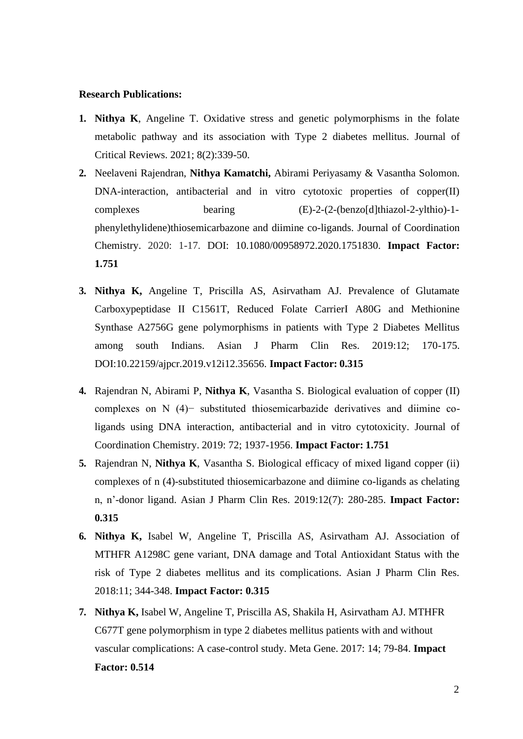**Research Publications:**

1. **Nithya K**, Angeline T. Oxidative stress and genetic polymorphisms in the folate metabolic pathway and its association with Type 2 diabetes mellitus. Journal of Critical Reviews. 2021; 8(2):339-50.
2. Neelaveni Rajendran, **Nithya Kamatchi,** Abirami Periyasamy & Vasantha Solomon. DNA-interaction, antibacterial and in vitro cytotoxic properties of copper(II) complexes bearing (E)-2-(2-(benzo[d]thiazol-2-ylthio)-1-phenylethylidene)thiosemicarbazone and diimine co-ligands. Journal of Coordination Chemistry. 2020: 1-17. DOI: 10.1080/00958972.2020.1751830. **Impact Factor: 1.751**
3. **Nithya K,** Angeline T, Priscilla AS, Asirvatham AJ. Prevalence of Glutamate Carboxypeptidase II C1561T, Reduced Folate CarrierI A80G and Methionine Synthase A2756G gene polymorphisms in patients with Type 2 Diabetes Mellitus among south Indians. Asian J Pharm Clin Res. 2019:12; 170-175. DOI:10.22159/ajpcr.2019.v12i12.35656. **Impact Factor: 0.315**
4. Rajendran N, Abirami P, **Nithya K**, Vasantha S. Biological evaluation of copper (II) complexes on N (4)− substituted thiosemicarbazide derivatives and diimine co-ligands using DNA interaction, antibacterial and in vitro cytotoxicity. Journal of Coordination Chemistry. 2019: 72; 1937-1956. **Impact Factor: 1.751**
5. Rajendran N, **Nithya K**, Vasantha S. Biological efficacy of mixed ligand copper (ii) complexes of n (4)-substituted thiosemicarbazone and diimine co-ligands as chelating n, n'-donor ligand. Asian J Pharm Clin Res. 2019:12(7): 280-285. **Impact Factor: 0.315**
6. **Nithya K,** Isabel W, Angeline T, Priscilla AS, Asirvatham AJ. Association of MTHFR A1298C gene variant, DNA damage and Total Antioxidant Status with the risk of Type 2 diabetes mellitus and its complications. Asian J Pharm Clin Res. 2018:11; 344-348. **Impact Factor: 0.315**
7. **Nithya K,** Isabel W, Angeline T, Priscilla AS, Shakila H, Asirvatham AJ. MTHFR C677T gene polymorphism in type 2 diabetes mellitus patients with and without vascular complications: A case-control study. Meta Gene. 2017: 14; 79-84. **Impact Factor: 0.514**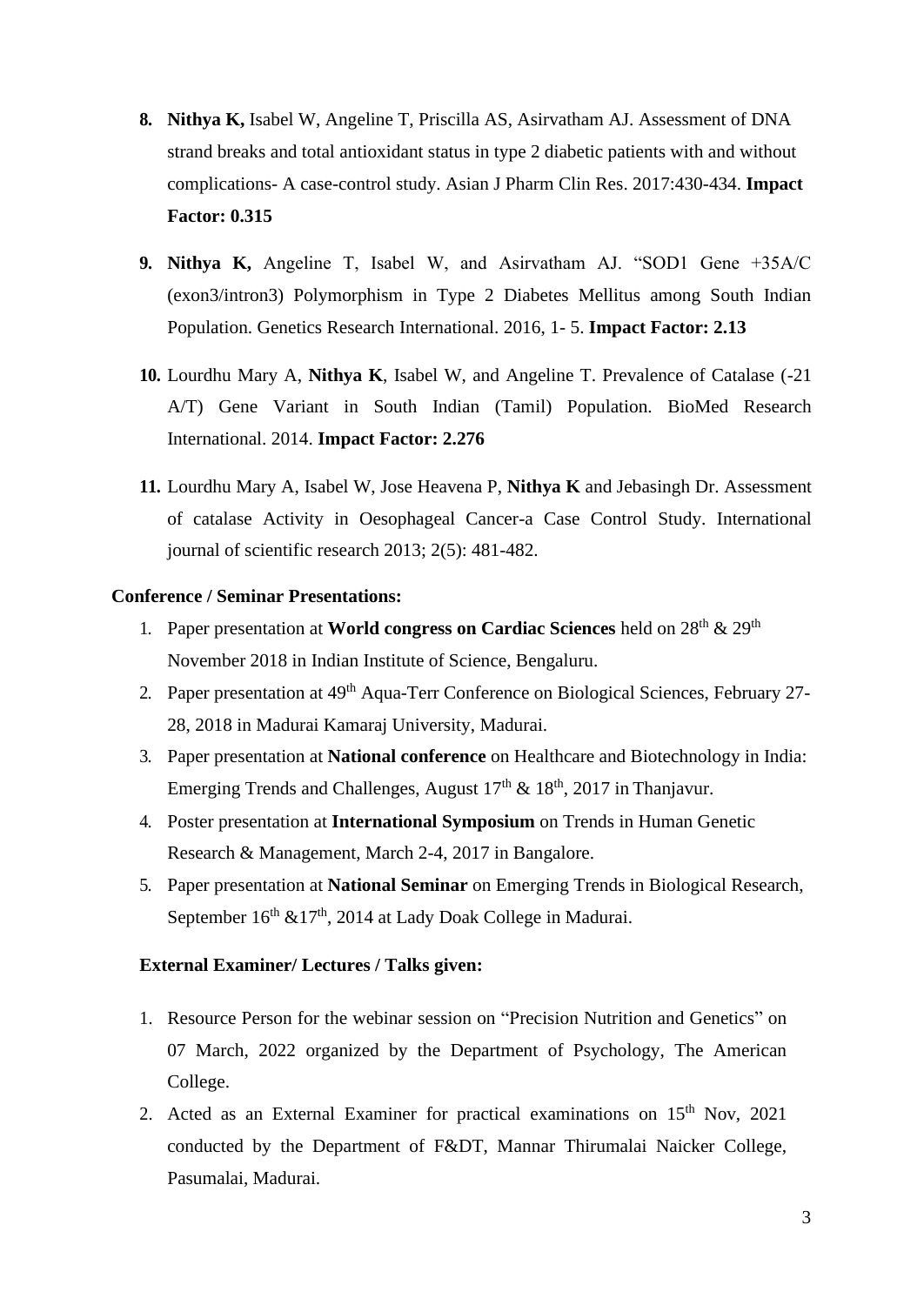8. **Nithya K,** Isabel W, Angeline T, Priscilla AS, Asirvatham AJ. Assessment of DNA strand breaks and total antioxidant status in type 2 diabetic patients with and without complications- A case-control study. Asian J Pharm Clin Res. 2017:430-434. **Impact Factor: 0.315**

9. **Nithya K,** Angeline T, Isabel W, and Asirvatham AJ. "SOD1 Gene +35A/C (exon3/intron3) Polymorphism in Type 2 Diabetes Mellitus among South Indian Population. Genetics Research International. 2016, 1- 5. **Impact Factor: 2.13**

10. Lourdhu Mary A, **Nithya K**, Isabel W, and Angeline T. Prevalence of Catalase (-21 A/T) Gene Variant in South Indian (Tamil) Population. BioMed Research International. 2014. **Impact Factor: 2.276**

11. Lourdhu Mary A, Isabel W, Jose Heavena P, **Nithya K** and Jebasingh Dr. Assessment of catalase Activity in Oesophageal Cancer-a Case Control Study. International journal of scientific research 2013; 2(5): 481-482.

**Conference / Seminar Presentations:**

1. Paper presentation at **World congress on Cardiac Sciences** held on 28th & 29th November 2018 in Indian Institute of Science, Bengaluru.
2. Paper presentation at 49th Aqua-Terr Conference on Biological Sciences, February 27-28, 2018 in Madurai Kamaraj University, Madurai.
3. Paper presentation at **National conference** on Healthcare and Biotechnology in India: Emerging Trends and Challenges, August 17th & 18th, 2017 in Thanjavur.
4. Poster presentation at **International Symposium** on Trends in Human Genetic Research & Management, March 2-4, 2017 in Bangalore.
5. Paper presentation at **National Seminar** on Emerging Trends in Biological Research, September 16th &17th, 2014 at Lady Doak College in Madurai.

**External Examiner/ Lectures / Talks given:**

1. Resource Person for the webinar session on "Precision Nutrition and Genetics" on 07 March, 2022 organized by the Department of Psychology, The American College.
2. Acted as an External Examiner for practical examinations on 15th Nov, 2021 conducted by the Department of F&DT, Mannar Thirumalai Naicker College, Pasumalai, Madurai.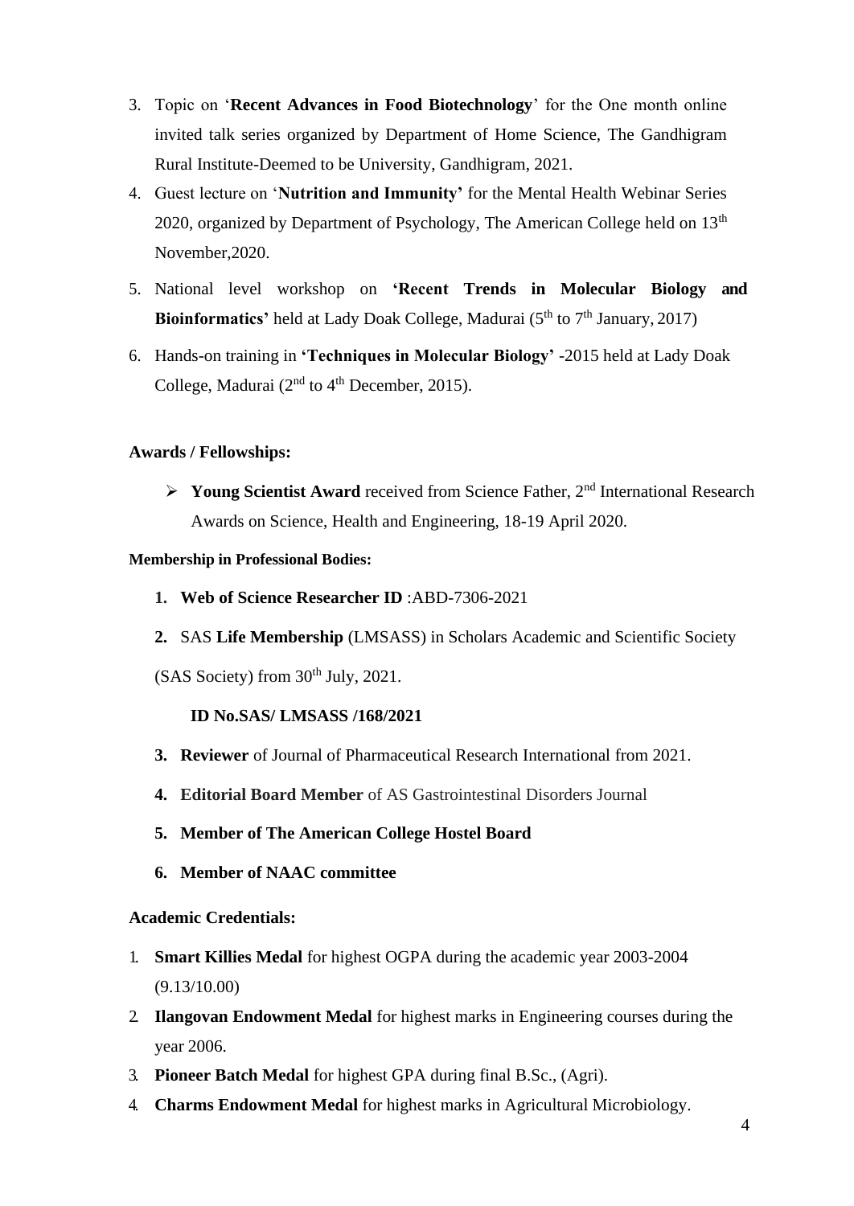3. Topic on '**Recent Advances in Food Biotechnology**' for the One month online invited talk series organized by Department of Home Science, The Gandhigram Rural Institute-Deemed to be University, Gandhigram, 2021.
4. Guest lecture on '**Nutrition and Immunity'** for the Mental Health Webinar Series 2020, organized by Department of Psychology, The American College held on 13th November,2020.
5. National level workshop on **'Recent Trends in Molecular Biology and Bioinformatics'** held at Lady Doak College, Madurai (5th to 7th January, 2017)
6. Hands-on training in **'Techniques in Molecular Biology'** -2015 held at Lady Doak College, Madurai (2nd to 4th December, 2015).

**Awards / Fellowships:**

- **Young Scientist Award** received from Science Father, 2nd International Research Awards on Science, Health and Engineering, 18-19 April 2020.

**Membership in Professional Bodies:**

1. **Web of Science Researcher ID** :ABD-7306-2021
2. SAS **Life Membership** (LMSASS) in Scholars Academic and Scientific Society (SAS Society) from 30th July, 2021.

   **ID No.SAS/ LMSASS /168/2021**
3. **Reviewer** of Journal of Pharmaceutical Research International from 2021.
4. **Editorial Board Member** of AS Gastrointestinal Disorders Journal
5. **Member of The American College Hostel Board**
6. **Member of NAAC committee**

**Academic Credentials:**

1. **Smart Killies Medal** for highest OGPA during the academic year 2003-2004 (9.13/10.00)
2. **Ilangovan Endowment Medal** for highest marks in Engineering courses during the year 2006.
3. **Pioneer Batch Medal** for highest GPA during final B.Sc., (Agri).
4. **Charms Endowment Medal** for highest marks in Agricultural Microbiology.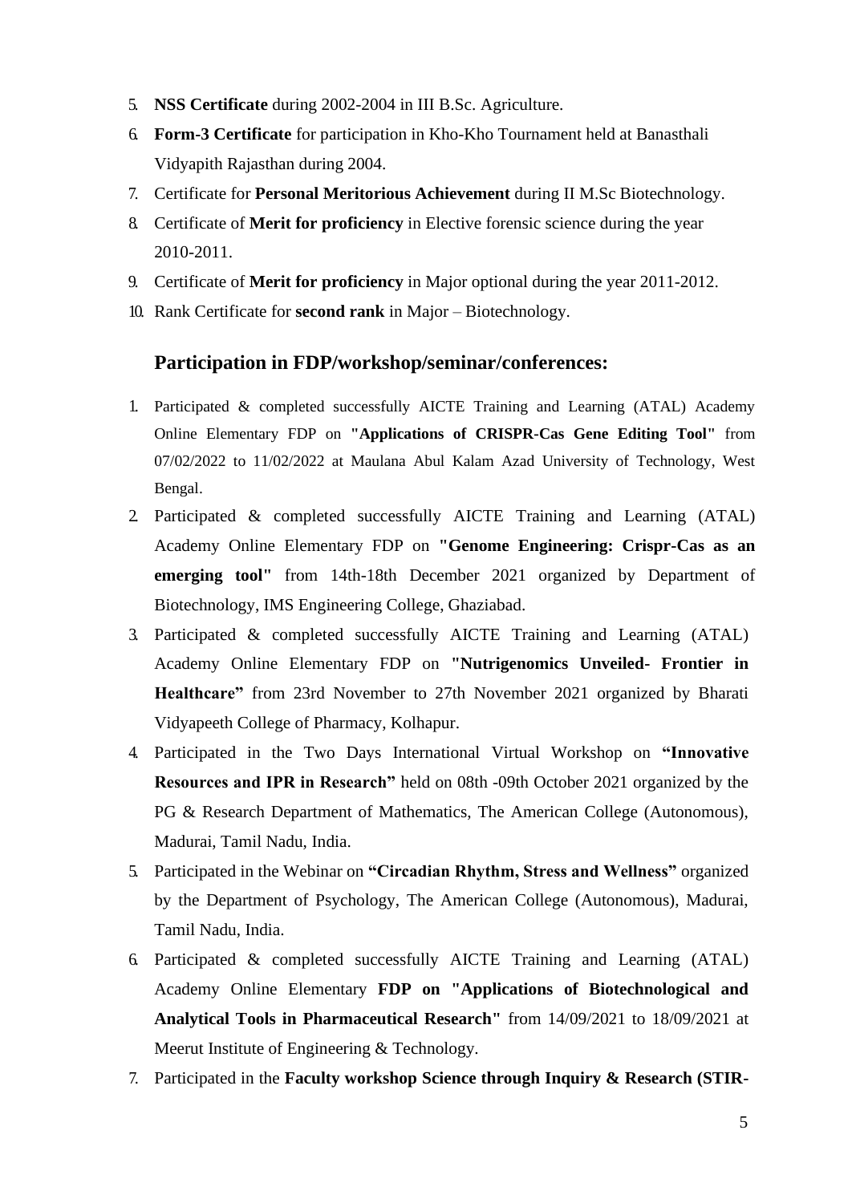5. **NSS Certificate** during 2002-2004 in III B.Sc. Agriculture.
6. **Form-3 Certificate** for participation in Kho-Kho Tournament held at Banasthali Vidyapith Rajasthan during 2004.
7. Certificate for **Personal Meritorious Achievement** during II M.Sc Biotechnology.
8. Certificate of **Merit for proficiency** in Elective forensic science during the year 2010-2011.
9. Certificate of **Merit for proficiency** in Major optional during the year 2011-2012.
10. Rank Certificate for **second rank** in Major – Biotechnology.

## Participation in FDP/workshop/seminar/conferences:

1. Participated & completed successfully AICTE Training and Learning (ATAL) Academy Online Elementary FDP on **"Applications of CRISPR-Cas Gene Editing Tool"** from 07/02/2022 to 11/02/2022 at Maulana Abul Kalam Azad University of Technology, West Bengal.
2. Participated & completed successfully AICTE Training and Learning (ATAL) Academy Online Elementary FDP on **"Genome Engineering: Crispr-Cas as an emerging tool"** from 14th-18th December 2021 organized by Department of Biotechnology, IMS Engineering College, Ghaziabad.
3. Participated & completed successfully AICTE Training and Learning (ATAL) Academy Online Elementary FDP on **"Nutrigenomics Unveiled- Frontier in Healthcare"** from 23rd November to 27th November 2021 organized by Bharati Vidyapeeth College of Pharmacy, Kolhapur.
4. Participated in the Two Days International Virtual Workshop on **"Innovative Resources and IPR in Research"** held on 08th -09th October 2021 organized by the PG & Research Department of Mathematics, The American College (Autonomous), Madurai, Tamil Nadu, India.
5. Participated in the Webinar on **"Circadian Rhythm, Stress and Wellness"** organized by the Department of Psychology, The American College (Autonomous), Madurai, Tamil Nadu, India.
6. Participated & completed successfully AICTE Training and Learning (ATAL) Academy Online Elementary **FDP on "Applications of Biotechnological and Analytical Tools in Pharmaceutical Research"** from 14/09/2021 to 18/09/2021 at Meerut Institute of Engineering & Technology.
7. Participated in the **Faculty workshop Science through Inquiry & Research (STIR-**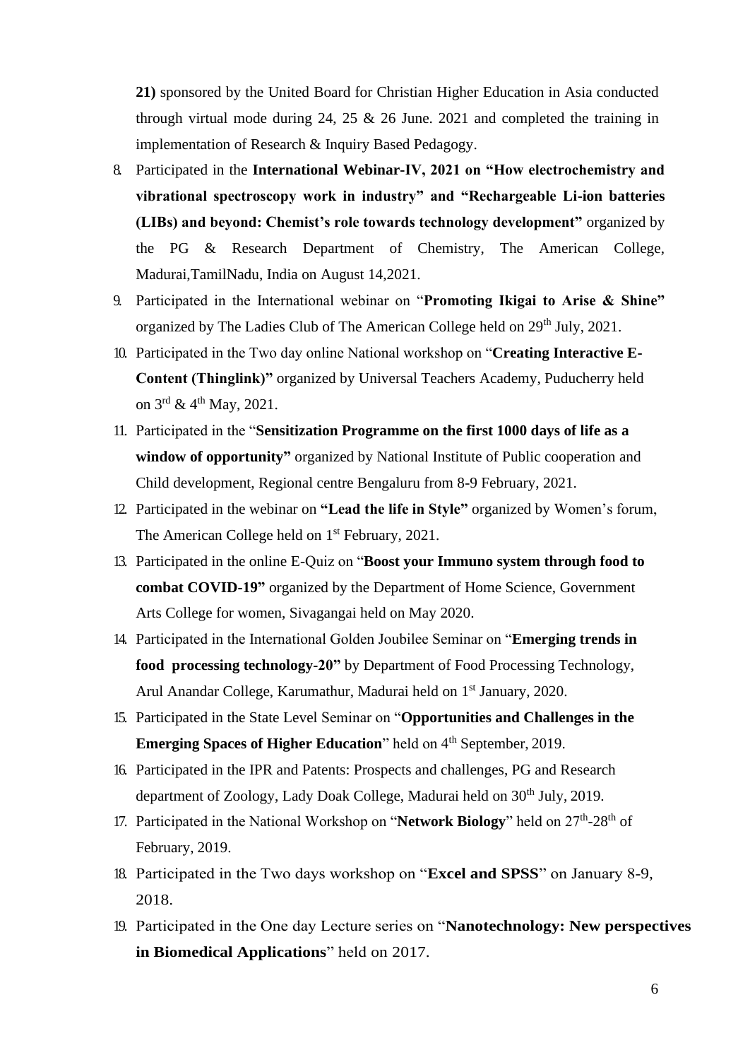**21)** sponsored by the United Board for Christian Higher Education in Asia conducted through virtual mode during 24, 25 & 26 June. 2021 and completed the training in implementation of Research & Inquiry Based Pedagogy.

8. Participated in the **International Webinar-IV, 2021 on "How electrochemistry and vibrational spectroscopy work in industry" and "Rechargeable Li-ion batteries (LIBs) and beyond: Chemist's role towards technology development"** organized by the PG & Research Department of Chemistry, The American College, Madurai,TamilNadu, India on August 14,2021.
9. Participated in the International webinar on "**Promoting Ikigai to Arise & Shine"** organized by The Ladies Club of The American College held on 29th July, 2021.
10. Participated in the Two day online National workshop on "**Creating Interactive E-Content (Thinglink)"** organized by Universal Teachers Academy, Puducherry held on 3rd & 4th May, 2021.
11. Participated in the "**Sensitization Programme on the first 1000 days of life as a window of opportunity"** organized by National Institute of Public cooperation and Child development, Regional centre Bengaluru from 8-9 February, 2021.
12. Participated in the webinar on **"Lead the life in Style"** organized by Women's forum, The American College held on 1st February, 2021.
13. Participated in the online E-Quiz on "**Boost your Immuno system through food to combat COVID-19"** organized by the Department of Home Science, Government Arts College for women, Sivagangai held on May 2020.
14. Participated in the International Golden Joubilee Seminar on "**Emerging trends in food processing technology-20"** by Department of Food Processing Technology, Arul Anandar College, Karumathur, Madurai held on 1st January, 2020.
15. Participated in the State Level Seminar on "**Opportunities and Challenges in the Emerging Spaces of Higher Education**" held on 4th September, 2019.
16. Participated in the IPR and Patents: Prospects and challenges, PG and Research department of Zoology, Lady Doak College, Madurai held on 30th July, 2019.
17. Participated in the National Workshop on "**Network Biology**" held on 27th-28th of February, 2019.
18. Participated in the Two days workshop on "**Excel and SPSS**" on January 8-9, 2018.
19. Participated in the One day Lecture series on "**Nanotechnology: New perspectives in Biomedical Applications**" held on 2017.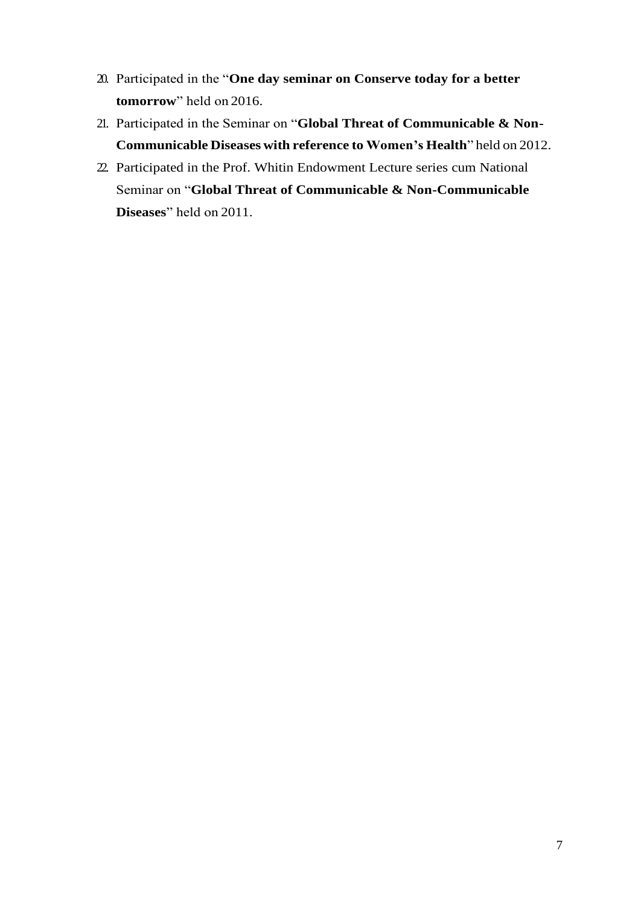20. Participated in the "**One day seminar on Conserve today for a better tomorrow**" held on 2016.
21. Participated in the Seminar on "**Global Threat of Communicable & Non-Communicable Diseases with reference to Women's Health**" held on 2012.
22. Participated in the Prof. Whitin Endowment Lecture series cum National Seminar on "**Global Threat of Communicable & Non-Communicable Diseases**" held on 2011.